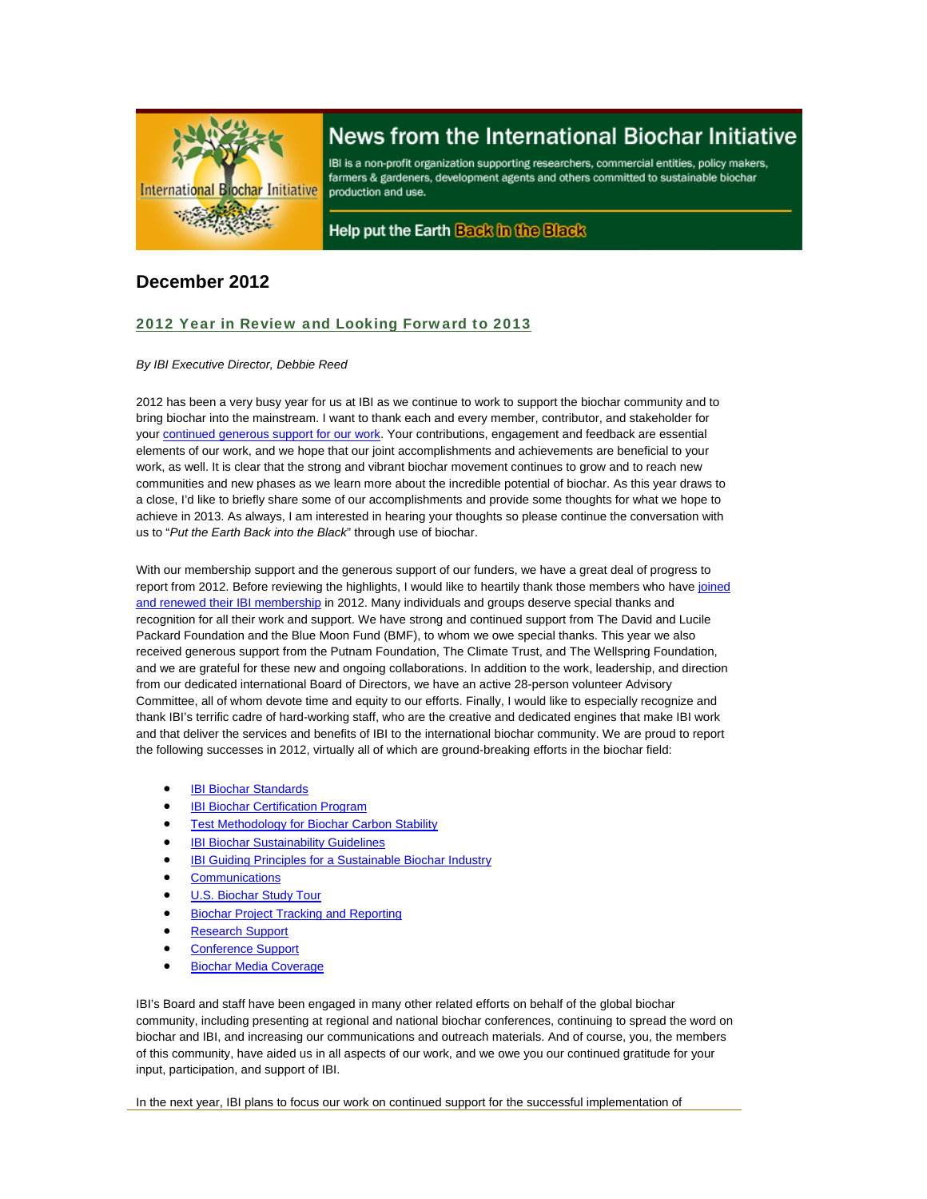# News from the International Biochar Initiative

IBI is a non-profit organization supporting researchers, commercial entities, policy makers, farmers & gardeners, development agents and others committed to sustainable biochar production and use.

Help put the Earth Back in the Black

## December 2012

### 2012 Year in Review and Looking Forward to 2013

*By IBI Executive Director, Debbie Reed*

2012 has been a very busy year for us at IBI as we continue to work to support the biochar community and to bring biochar into the mainstream. I want to thank each and every member, contributor, and stakeholder for your continued generous support for our work. Your contributions, engagement and feedback are essential elements of our work, and we hope that our joint accomplishments and achievements are beneficial to your work, as well. It is clear that the strong and vibrant biochar movement continues to grow and to reach new communities and new phases as we learn more about the incredible potential of biochar. As this year draws to a close, I'd like to briefly share some of our accomplishments and provide some thoughts for what we hope to achieve in 2013. As always, I am interested in hearing your thoughts so please continue the conversation with us to "*Put the Earth Back into the Black*" through use of biochar.

With our membership support and the generous support of our funders, we have a great deal of progress to report from 2012. Before reviewing the highlights, I would like to heartily thank those members who have joined and renewed their IBI membership in 2012. Many individuals and groups deserve special thanks and recognition for all their work and support. We have strong and continued support from The David and Lucile Packard Foundation and the Blue Moon Fund (BMF), to whom we owe special thanks. This year we also received generous support from the Putnam Foundation, The Climate Trust, and The Wellspring Foundation, and we are grateful for these new and ongoing collaborations. In addition to the work, leadership, and direction from our dedicated international Board of Directors, we have an active 28-person volunteer Advisory Committee, all of whom devote time and equity to our efforts. Finally, I would like to especially recognize and thank IBI's terrific cadre of hard-working staff, who are the creative and dedicated engines that make IBI work and that deliver the services and benefits of IBI to the international biochar community. We are proud to report the following successes in 2012, virtually all of which are ground-breaking efforts in the biochar field:

- IBI Biochar Standards
- IBI Biochar Certification Program
- Test Methodology for Biochar Carbon Stability
- IBI Biochar Sustainability Guidelines
- IBI Guiding Principles for a Sustainable Biochar Industry
- Communications
- U.S. Biochar Study Tour
- Biochar Project Tracking and Reporting
- Research Support
- Conference Support
- Biochar Media Coverage

IBI's Board and staff have been engaged in many other related efforts on behalf of the global biochar community, including presenting at regional and national biochar conferences, continuing to spread the word on biochar and IBI, and increasing our communications and outreach materials. And of course, you, the members of this community, have aided us in all aspects of our work, and we owe you our continued gratitude for your input, participation, and support of IBI.

In the next year, IBI plans to focus our work on continued support for the successful implementation of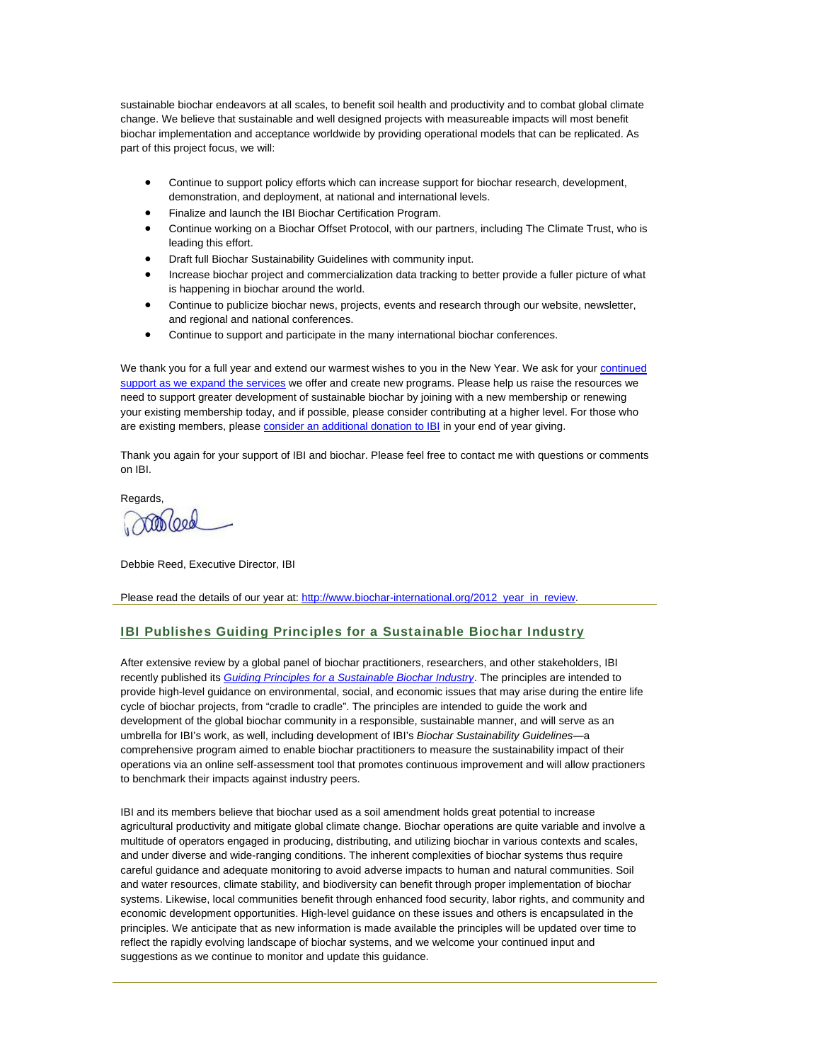sustainable biochar endeavors at all scales, to benefit soil health and productivity and to combat global climate change. We believe that sustainable and well designed projects with measureable impacts will most benefit biochar implementation and acceptance worldwide by providing operational models that can be replicated. As part of this project focus, we will:

- Continue to support policy efforts which can increase support for biochar research, development, demonstration, and deployment, at national and international levels.
- Finalize and launch the IBI Biochar Certification Program.
- Continue working on a Biochar Offset Protocol, with our partners, including The Climate Trust, who is leading this effort.
- Draft full Biochar Sustainability Guidelines with community input.
- Increase biochar project and commercialization data tracking to better provide a fuller picture of what is happening in biochar around the world.
- Continue to publicize biochar news, projects, events and research through our website, newsletter, and regional and national conferences.
- Continue to support and participate in the many international biochar conferences.

We thank you for a full year and extend our warmest wishes to you in the New Year. We ask for your continued support as we expand the services we offer and create new programs. Please help us raise the resources we need to support greater development of sustainable biochar by joining with a new membership or renewing your existing membership today, and if possible, please consider contributing at a higher level. For those who are existing members, please consider an additional donation to IBI in your end of year giving.

Thank you again for your support of IBI and biochar. Please feel free to contact me with questions or comments on IBI.

Regards,

Debbie Reed, Executive Director, IBI

Please read the details of our year at: http://www.biochar-international.org/2012_year_in_review.

## IBI Publishes Guiding Principles for a Sustainable Biochar Industry

After extensive review by a global panel of biochar practitioners, researchers, and other stakeholders, IBI recently published its *Guiding Principles for a Sustainable Biochar Industry*. The principles are intended to provide high-level guidance on environmental, social, and economic issues that may arise during the entire life cycle of biochar projects, from "cradle to cradle". The principles are intended to guide the work and development of the global biochar community in a responsible, sustainable manner, and will serve as an umbrella for IBI's work, as well, including development of IBI's *Biochar Sustainability Guidelines*—a comprehensive program aimed to enable biochar practitioners to measure the sustainability impact of their operations via an online self-assessment tool that promotes continuous improvement and will allow practioners to benchmark their impacts against industry peers.

IBI and its members believe that biochar used as a soil amendment holds great potential to increase agricultural productivity and mitigate global climate change. Biochar operations are quite variable and involve a multitude of operators engaged in producing, distributing, and utilizing biochar in various contexts and scales, and under diverse and wide-ranging conditions. The inherent complexities of biochar systems thus require careful guidance and adequate monitoring to avoid adverse impacts to human and natural communities. Soil and water resources, climate stability, and biodiversity can benefit through proper implementation of biochar systems. Likewise, local communities benefit through enhanced food security, labor rights, and community and economic development opportunities. High-level guidance on these issues and others is encapsulated in the principles. We anticipate that as new information is made available the principles will be updated over time to reflect the rapidly evolving landscape of biochar systems, and we welcome your continued input and suggestions as we continue to monitor and update this guidance.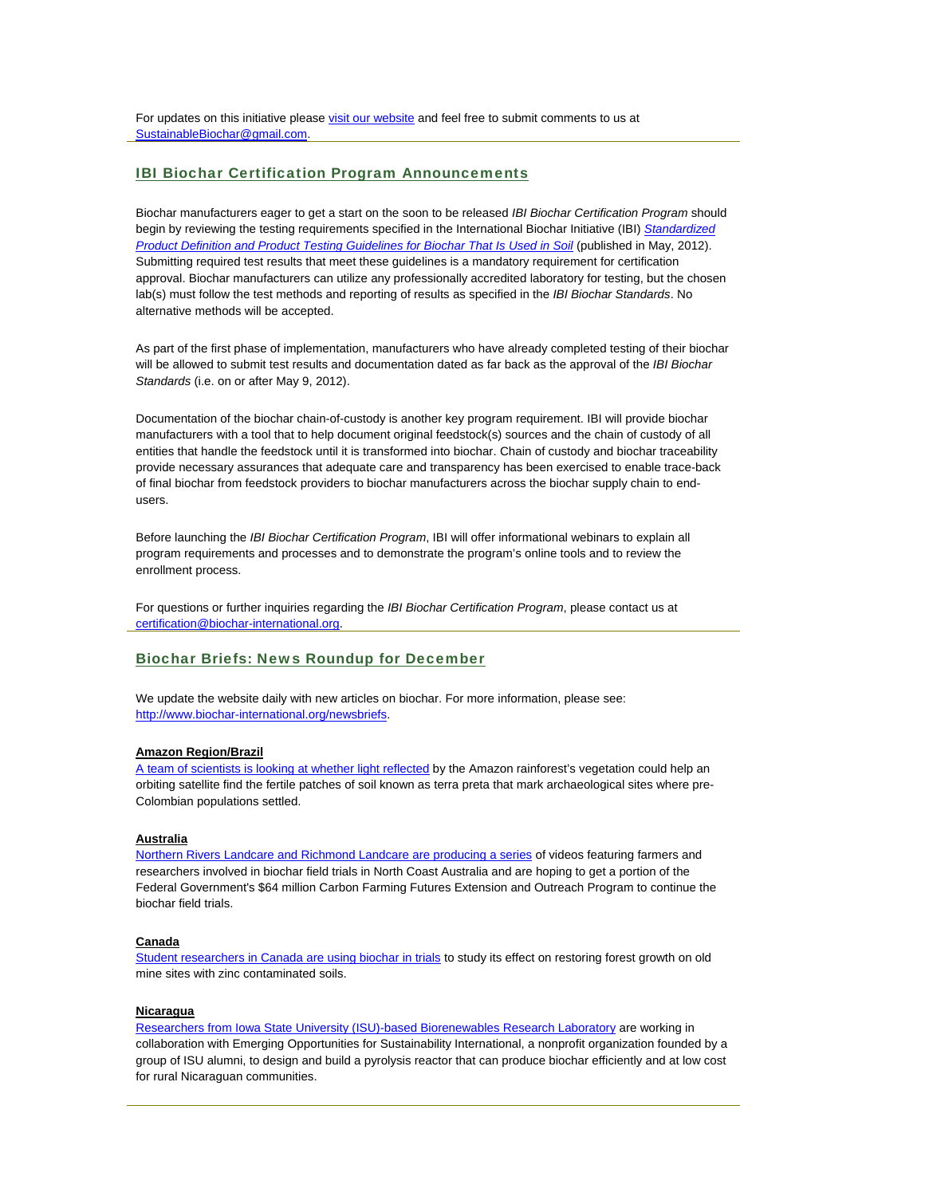For updates on this initiative please visit our website and feel free to submit comments to us at SustainableBiochar@gmail.com.

## IBI Biochar Certification Program Announcements

Biochar manufacturers eager to get a start on the soon to be released *IBI Biochar Certification Program* should begin by reviewing the testing requirements specified in the International Biochar Initiative (IBI) *Standardized Product Definition and Product Testing Guidelines for Biochar That Is Used in Soil* (published in May, 2012). Submitting required test results that meet these guidelines is a mandatory requirement for certification approval. Biochar manufacturers can utilize any professionally accredited laboratory for testing, but the chosen lab(s) must follow the test methods and reporting of results as specified in the *IBI Biochar Standards*. No alternative methods will be accepted.

As part of the first phase of implementation, manufacturers who have already completed testing of their biochar will be allowed to submit test results and documentation dated as far back as the approval of the *IBI Biochar Standards* (i.e. on or after May 9, 2012).

Documentation of the biochar chain-of-custody is another key program requirement. IBI will provide biochar manufacturers with a tool that to help document original feedstock(s) sources and the chain of custody of all entities that handle the feedstock until it is transformed into biochar. Chain of custody and biochar traceability provide necessary assurances that adequate care and transparency has been exercised to enable trace-back of final biochar from feedstock providers to biochar manufacturers across the biochar supply chain to end-users.

Before launching the *IBI Biochar Certification Program*, IBI will offer informational webinars to explain all program requirements and processes and to demonstrate the program's online tools and to review the enrollment process.

For questions or further inquiries regarding the *IBI Biochar Certification Program*, please contact us at certification@biochar-international.org.

## Biochar Briefs: News Roundup for December

We update the website daily with new articles on biochar. For more information, please see: http://www.biochar-international.org/newsbriefs.

**Amazon Region/Brazil**

A team of scientists is looking at whether light reflected by the Amazon rainforest's vegetation could help an orbiting satellite find the fertile patches of soil known as terra preta that mark archaeological sites where pre-Colombian populations settled.

**Australia**

Northern Rivers Landcare and Richmond Landcare are producing a series of videos featuring farmers and researchers involved in biochar field trials in North Coast Australia and are hoping to get a portion of the Federal Government's $64 million Carbon Farming Futures Extension and Outreach Program to continue the biochar field trials.

**Canada**

Student researchers in Canada are using biochar in trials to study its effect on restoring forest growth on old mine sites with zinc contaminated soils.

**Nicaragua**

Researchers from Iowa State University (ISU)-based Biorenewables Research Laboratory are working in collaboration with Emerging Opportunities for Sustainability International, a nonprofit organization founded by a group of ISU alumni, to design and build a pyrolysis reactor that can produce biochar efficiently and at low cost for rural Nicaraguan communities.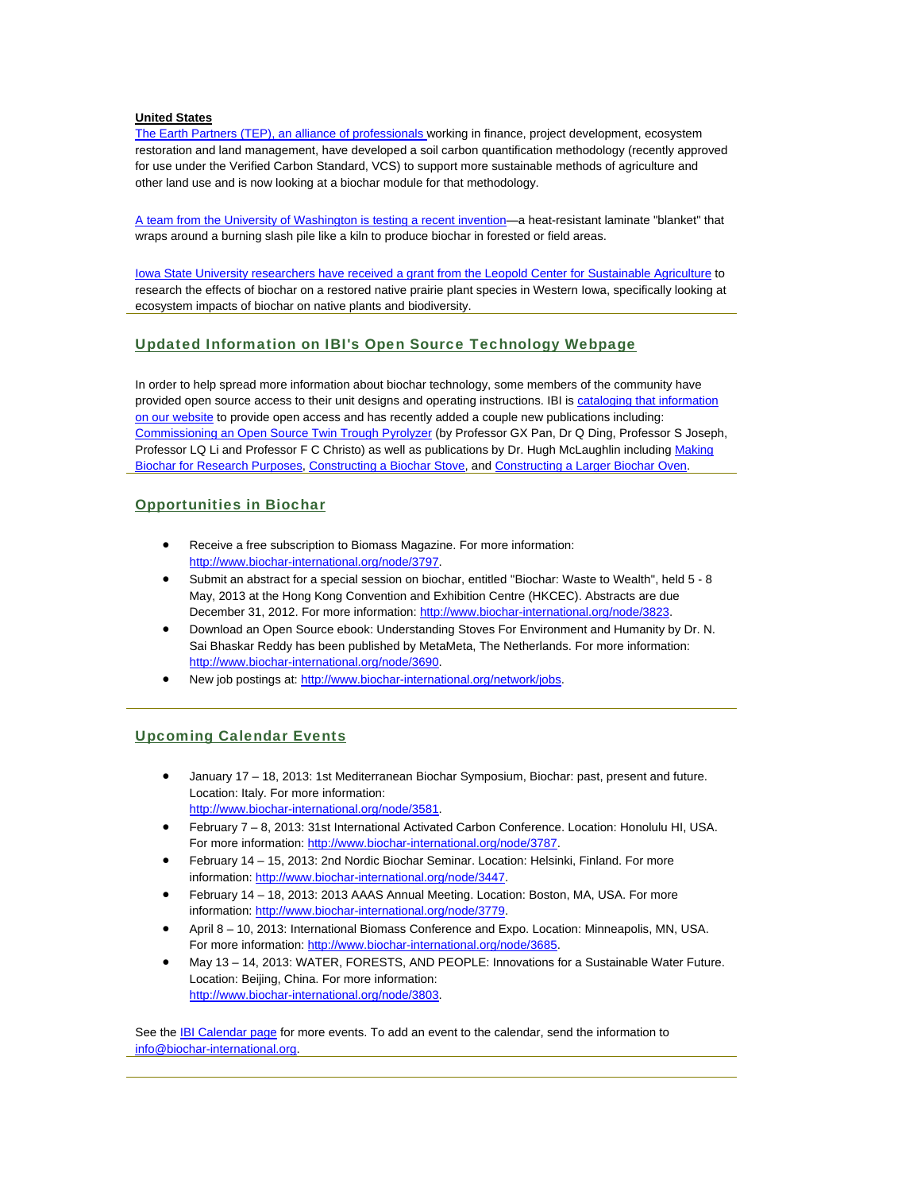**United States**

The Earth Partners (TEP), an alliance of professionals working in finance, project development, ecosystem restoration and land management, have developed a soil carbon quantification methodology (recently approved for use under the Verified Carbon Standard, VCS) to support more sustainable methods of agriculture and other land use and is now looking at a biochar module for that methodology.

A team from the University of Washington is testing a recent invention—a heat-resistant laminate "blanket" that wraps around a burning slash pile like a kiln to produce biochar in forested or field areas.

Iowa State University researchers have received a grant from the Leopold Center for Sustainable Agriculture to research the effects of biochar on a restored native prairie plant species in Western Iowa, specifically looking at ecosystem impacts of biochar on native plants and biodiversity.

## Updated Information on IBI's Open Source Technology Webpage

In order to help spread more information about biochar technology, some members of the community have provided open source access to their unit designs and operating instructions. IBI is cataloging that information on our website to provide open access and has recently added a couple new publications including: Commissioning an Open Source Twin Trough Pyrolyzer (by Professor GX Pan, Dr Q Ding, Professor S Joseph, Professor LQ Li and Professor F C Christo) as well as publications by Dr. Hugh McLaughlin including Making Biochar for Research Purposes, Constructing a Biochar Stove, and Constructing a Larger Biochar Oven.

## Opportunities in Biochar

- Receive a free subscription to Biomass Magazine. For more information: http://www.biochar-international.org/node/3797.
- Submit an abstract for a special session on biochar, entitled "Biochar: Waste to Wealth", held 5 - 8 May, 2013 at the Hong Kong Convention and Exhibition Centre (HKCEC). Abstracts are due December 31, 2012. For more information: http://www.biochar-international.org/node/3823.
- Download an Open Source ebook: Understanding Stoves For Environment and Humanity by Dr. N. Sai Bhaskar Reddy has been published by MetaMeta, The Netherlands. For more information: http://www.biochar-international.org/node/3690.
- New job postings at: http://www.biochar-international.org/network/jobs.

## Upcoming Calendar Events

- January 17 – 18, 2013: 1st Mediterranean Biochar Symposium, Biochar: past, present and future. Location: Italy. For more information: http://www.biochar-international.org/node/3581.
- February 7 – 8, 2013: 31st International Activated Carbon Conference. Location: Honolulu HI, USA. For more information: http://www.biochar-international.org/node/3787.
- February 14 – 15, 2013: 2nd Nordic Biochar Seminar. Location: Helsinki, Finland. For more information: http://www.biochar-international.org/node/3447.
- February 14 – 18, 2013: 2013 AAAS Annual Meeting. Location: Boston, MA, USA. For more information: http://www.biochar-international.org/node/3779.
- April 8 – 10, 2013: International Biomass Conference and Expo. Location: Minneapolis, MN, USA. For more information: http://www.biochar-international.org/node/3685.
- May 13 – 14, 2013: WATER, FORESTS, AND PEOPLE: Innovations for a Sustainable Water Future. Location: Beijing, China. For more information: http://www.biochar-international.org/node/3803.

See the IBI Calendar page for more events. To add an event to the calendar, send the information to info@biochar-international.org.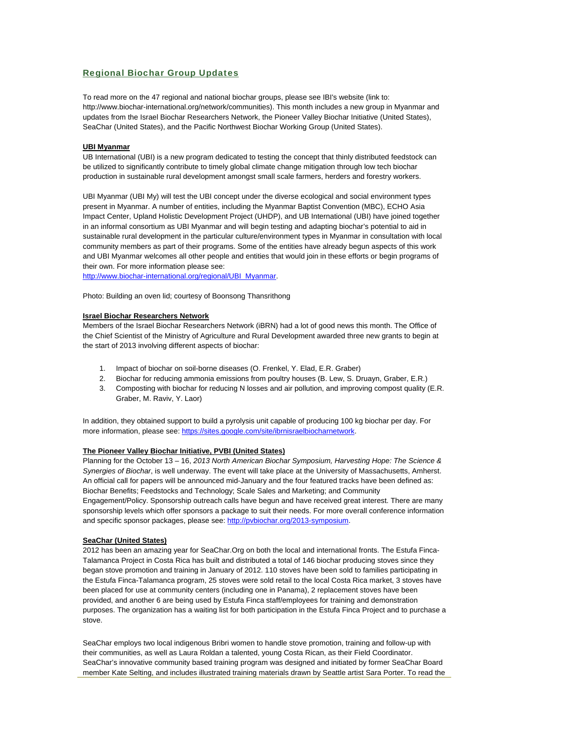## Regional Biochar Group Updates

To read more on the 47 regional and national biochar groups, please see IBI's website (link to: http://www.biochar-international.org/network/communities). This month includes a new group in Myanmar and updates from the Israel Biochar Researchers Network, the Pioneer Valley Biochar Initiative (United States), SeaChar (United States), and the Pacific Northwest Biochar Working Group (United States).

### UBI Myanmar

UB International (UBI) is a new program dedicated to testing the concept that thinly distributed feedstock can be utilized to significantly contribute to timely global climate change mitigation through low tech biochar production in sustainable rural development amongst small scale farmers, herders and forestry workers.

UBI Myanmar (UBI My) will test the UBI concept under the diverse ecological and social environment types present in Myanmar. A number of entities, including the Myanmar Baptist Convention (MBC), ECHO Asia Impact Center, Upland Holistic Development Project (UHDP), and UB International (UBI) have joined together in an informal consortium as UBI Myanmar and will begin testing and adapting biochar's potential to aid in sustainable rural development in the particular culture/environment types in Myanmar in consultation with local community members as part of their programs. Some of the entities have already begun aspects of this work and UBI Myanmar welcomes all other people and entities that would join in these efforts or begin programs of their own. For more information please see: http://www.biochar-international.org/regional/UBI_Myanmar.

Photo: Building an oven lid; courtesy of Boonsong Thansrithong

### Israel Biochar Researchers Network

Members of the Israel Biochar Researchers Network (iBRN) had a lot of good news this month. The Office of the Chief Scientist of the Ministry of Agriculture and Rural Development awarded three new grants to begin at the start of 2013 involving different aspects of biochar:

1. Impact of biochar on soil-borne diseases (O. Frenkel, Y. Elad, E.R. Graber)
2. Biochar for reducing ammonia emissions from poultry houses (B. Lew, S. Druayn, Graber, E.R.)
3. Composting with biochar for reducing N losses and air pollution, and improving compost quality (E.R. Graber, M. Raviv, Y. Laor)

In addition, they obtained support to build a pyrolysis unit capable of producing 100 kg biochar per day. For more information, please see: https://sites.google.com/site/ibrnisraelbiocharnetwork.

### The Pioneer Valley Biochar Initiative, PVBI (United States)

Planning for the October 13 – 16, *2013 North American Biochar Symposium, Harvesting Hope: The Science & Synergies of Biochar*, is well underway. The event will take place at the University of Massachusetts, Amherst. An official call for papers will be announced mid-January and the four featured tracks have been defined as: Biochar Benefits; Feedstocks and Technology; Scale Sales and Marketing; and Community Engagement/Policy. Sponsorship outreach calls have begun and have received great interest. There are many sponsorship levels which offer sponsors a package to suit their needs. For more overall conference information and specific sponsor packages, please see: http://pvbiochar.org/2013-symposium.

### SeaChar (United States)

2012 has been an amazing year for SeaChar.Org on both the local and international fronts. The Estufa Finca-Talamanca Project in Costa Rica has built and distributed a total of 146 biochar producing stoves since they began stove promotion and training in January of 2012. 110 stoves have been sold to families participating in the Estufa Finca-Talamanca program, 25 stoves were sold retail to the local Costa Rica market, 3 stoves have been placed for use at community centers (including one in Panama), 2 replacement stoves have been provided, and another 6 are being used by Estufa Finca staff/employees for training and demonstration purposes. The organization has a waiting list for both participation in the Estufa Finca Project and to purchase a stove.

SeaChar employs two local indigenous Bribri women to handle stove promotion, training and follow-up with their communities, as well as Laura Roldan a talented, young Costa Rican, as their Field Coordinator. SeaChar's innovative community based training program was designed and initiated by former SeaChar Board member Kate Selting, and includes illustrated training materials drawn by Seattle artist Sara Porter. To read the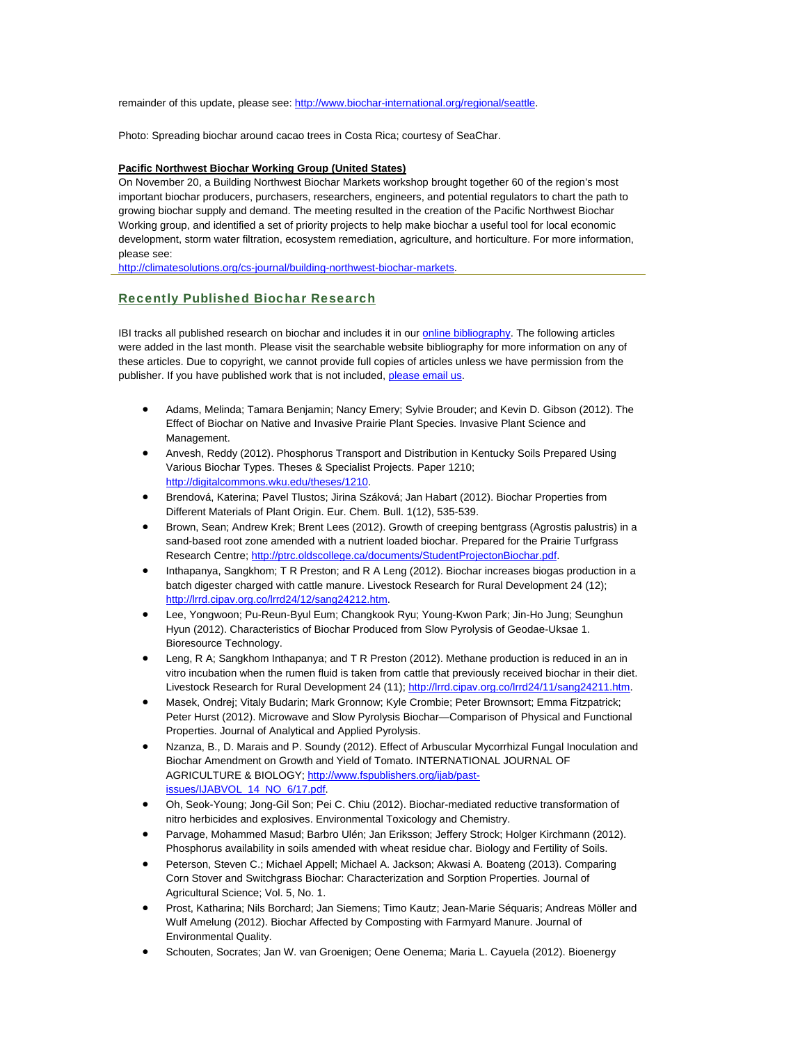remainder of this update, please see: http://www.biochar-international.org/regional/seattle.

Photo: Spreading biochar around cacao trees in Costa Rica; courtesy of SeaChar.

**Pacific Northwest Biochar Working Group (United States)**

On November 20, a Building Northwest Biochar Markets workshop brought together 60 of the region's most important biochar producers, purchasers, researchers, engineers, and potential regulators to chart the path to growing biochar supply and demand. The meeting resulted in the creation of the Pacific Northwest Biochar Working group, and identified a set of priority projects to help make biochar a useful tool for local economic development, storm water filtration, ecosystem remediation, agriculture, and horticulture. For more information, please see:
http://climatesolutions.org/cs-journal/building-northwest-biochar-markets.

## Recently Published Biochar Research

IBI tracks all published research on biochar and includes it in our online bibliography. The following articles were added in the last month. Please visit the searchable website bibliography for more information on any of these articles. Due to copyright, we cannot provide full copies of articles unless we have permission from the publisher. If you have published work that is not included, please email us.

- Adams, Melinda; Tamara Benjamin; Nancy Emery; Sylvie Brouder; and Kevin D. Gibson (2012). The Effect of Biochar on Native and Invasive Prairie Plant Species. Invasive Plant Science and Management.
- Anvesh, Reddy (2012). Phosphorus Transport and Distribution in Kentucky Soils Prepared Using Various Biochar Types. Theses & Specialist Projects. Paper 1210; http://digitalcommons.wku.edu/theses/1210.
- Brendová, Katerina; Pavel Tlustos; Jirina Száková; Jan Habart (2012). Biochar Properties from Different Materials of Plant Origin. Eur. Chem. Bull. 1(12), 535-539.
- Brown, Sean; Andrew Krek; Brent Lees (2012). Growth of creeping bentgrass (Agrostis palustris) in a sand-based root zone amended with a nutrient loaded biochar. Prepared for the Prairie Turfgrass Research Centre; http://ptrc.oldscollege.ca/documents/StudentProjectonBiochar.pdf.
- Inthapanya, Sangkhom; T R Preston; and R A Leng (2012). Biochar increases biogas production in a batch digester charged with cattle manure. Livestock Research for Rural Development 24 (12); http://lrrd.cipav.org.co/lrrd24/12/sang24212.htm.
- Lee, Yongwoon; Pu-Reun-Byul Eum; Changkook Ryu; Young-Kwon Park; Jin-Ho Jung; Seunghun Hyun (2012). Characteristics of Biochar Produced from Slow Pyrolysis of Geodae-Uksae 1. Bioresource Technology.
- Leng, R A; Sangkhom Inthapanya; and T R Preston (2012). Methane production is reduced in an in vitro incubation when the rumen fluid is taken from cattle that previously received biochar in their diet. Livestock Research for Rural Development 24 (11); http://lrrd.cipav.org.co/lrrd24/11/sang24211.htm.
- Masek, Ondrej; Vitaly Budarin; Mark Gronnow; Kyle Crombie; Peter Brownsort; Emma Fitzpatrick; Peter Hurst (2012). Microwave and Slow Pyrolysis Biochar—Comparison of Physical and Functional Properties. Journal of Analytical and Applied Pyrolysis.
- Nzanza, B., D. Marais and P. Soundy (2012). Effect of Arbuscular Mycorrhizal Fungal Inoculation and Biochar Amendment on Growth and Yield of Tomato. INTERNATIONAL JOURNAL OF AGRICULTURE & BIOLOGY; http://www.fspublishers.org/ijab/past-issues/IJABVOL_14_NO_6/17.pdf.
- Oh, Seok-Young; Jong-Gil Son; Pei C. Chiu (2012). Biochar-mediated reductive transformation of nitro herbicides and explosives. Environmental Toxicology and Chemistry.
- Parvage, Mohammed Masud; Barbro Ulén; Jan Eriksson; Jeffery Strock; Holger Kirchmann (2012). Phosphorus availability in soils amended with wheat residue char. Biology and Fertility of Soils.
- Peterson, Steven C.; Michael Appell; Michael A. Jackson; Akwasi A. Boateng (2013). Comparing Corn Stover and Switchgrass Biochar: Characterization and Sorption Properties. Journal of Agricultural Science; Vol. 5, No. 1.
- Prost, Katharina; Nils Borchard; Jan Siemens; Timo Kautz; Jean-Marie Séquaris; Andreas Möller and Wulf Amelung (2012). Biochar Affected by Composting with Farmyard Manure. Journal of Environmental Quality.
- Schouten, Socrates; Jan W. van Groenigen; Oene Oenema; Maria L. Cayuela (2012). Bioenergy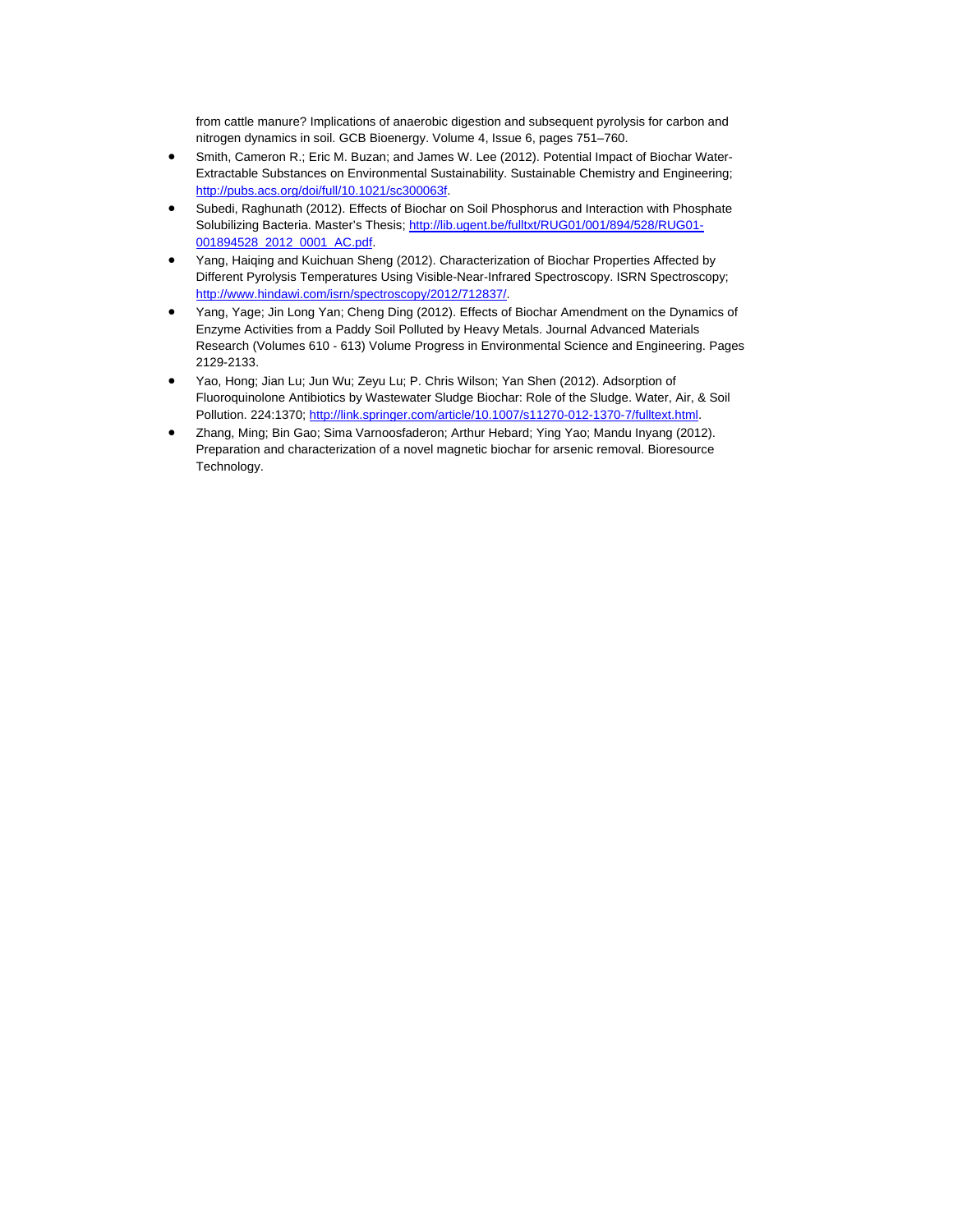from cattle manure? Implications of anaerobic digestion and subsequent pyrolysis for carbon and nitrogen dynamics in soil. GCB Bioenergy. Volume 4, Issue 6, pages 751–760.

- Smith, Cameron R.; Eric M. Buzan; and James W. Lee (2012). Potential Impact of Biochar Water-Extractable Substances on Environmental Sustainability. Sustainable Chemistry and Engineering; http://pubs.acs.org/doi/full/10.1021/sc300063f.
- Subedi, Raghunath (2012). Effects of Biochar on Soil Phosphorus and Interaction with Phosphate Solubilizing Bacteria. Master's Thesis; http://lib.ugent.be/fulltxt/RUG01/001/894/528/RUG01-001894528_2012_0001_AC.pdf.
- Yang, Haiqing and Kuichuan Sheng (2012). Characterization of Biochar Properties Affected by Different Pyrolysis Temperatures Using Visible-Near-Infrared Spectroscopy. ISRN Spectroscopy; http://www.hindawi.com/isrn/spectroscopy/2012/712837/.
- Yang, Yage; Jin Long Yan; Cheng Ding (2012). Effects of Biochar Amendment on the Dynamics of Enzyme Activities from a Paddy Soil Polluted by Heavy Metals. Journal Advanced Materials Research (Volumes 610 - 613) Volume Progress in Environmental Science and Engineering. Pages 2129-2133.
- Yao, Hong; Jian Lu; Jun Wu; Zeyu Lu; P. Chris Wilson; Yan Shen (2012). Adsorption of Fluoroquinolone Antibiotics by Wastewater Sludge Biochar: Role of the Sludge. Water, Air, & Soil Pollution. 224:1370; http://link.springer.com/article/10.1007/s11270-012-1370-7/fulltext.html.
- Zhang, Ming; Bin Gao; Sima Varnoosfaderon; Arthur Hebard; Ying Yao; Mandu Inyang (2012). Preparation and characterization of a novel magnetic biochar for arsenic removal. Bioresource Technology.